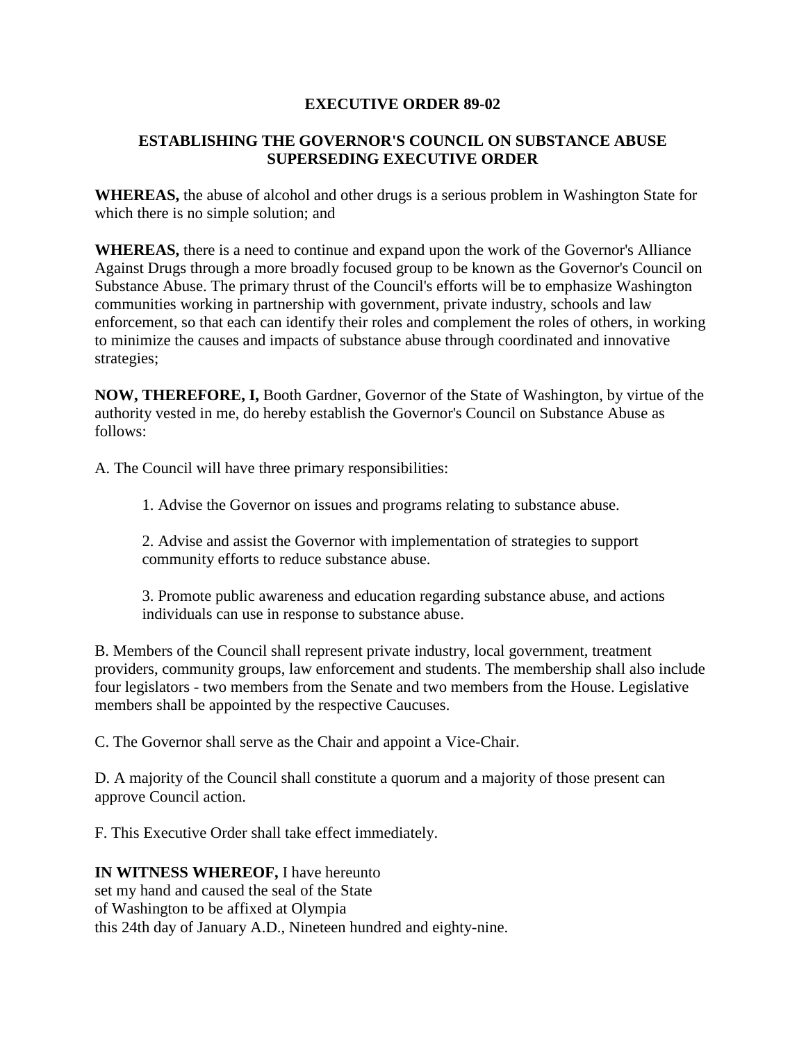# EXECUTIVE ORDER 89-02

## ESTABLISHING THE GOVERNOR'S COUNCIL ON SUBSTANCE ABUSE SUPERSEDING EXECUTIVE ORDER

**WHEREAS,** the abuse of alcohol and other drugs is a serious problem in Washington State for which there is no simple solution; and

**WHEREAS,** there is a need to continue and expand upon the work of the Governor's Alliance Against Drugs through a more broadly focused group to be known as the Governor's Council on Substance Abuse. The primary thrust of the Council's efforts will be to emphasize Washington communities working in partnership with government, private industry, schools and law enforcement, so that each can identify their roles and complement the roles of others, in working to minimize the causes and impacts of substance abuse through coordinated and innovative strategies;

**NOW, THEREFORE, I,** Booth Gardner, Governor of the State of Washington, by virtue of the authority vested in me, do hereby establish the Governor's Council on Substance Abuse as follows:

A. The Council will have three primary responsibilities:

1. Advise the Governor on issues and programs relating to substance abuse.

2. Advise and assist the Governor with implementation of strategies to support community efforts to reduce substance abuse.

3. Promote public awareness and education regarding substance abuse, and actions individuals can use in response to substance abuse.

B. Members of the Council shall represent private industry, local government, treatment providers, community groups, law enforcement and students. The membership shall also include four legislators - two members from the Senate and two members from the House. Legislative members shall be appointed by the respective Caucuses.

C. The Governor shall serve as the Chair and appoint a Vice-Chair.

D. A majority of the Council shall constitute a quorum and a majority of those present can approve Council action.

F. This Executive Order shall take effect immediately.

**IN WITNESS WHEREOF,** I have hereunto
set my hand and caused the seal of the State
of Washington to be affixed at Olympia
this 24th day of January A.D., Nineteen hundred and eighty-nine.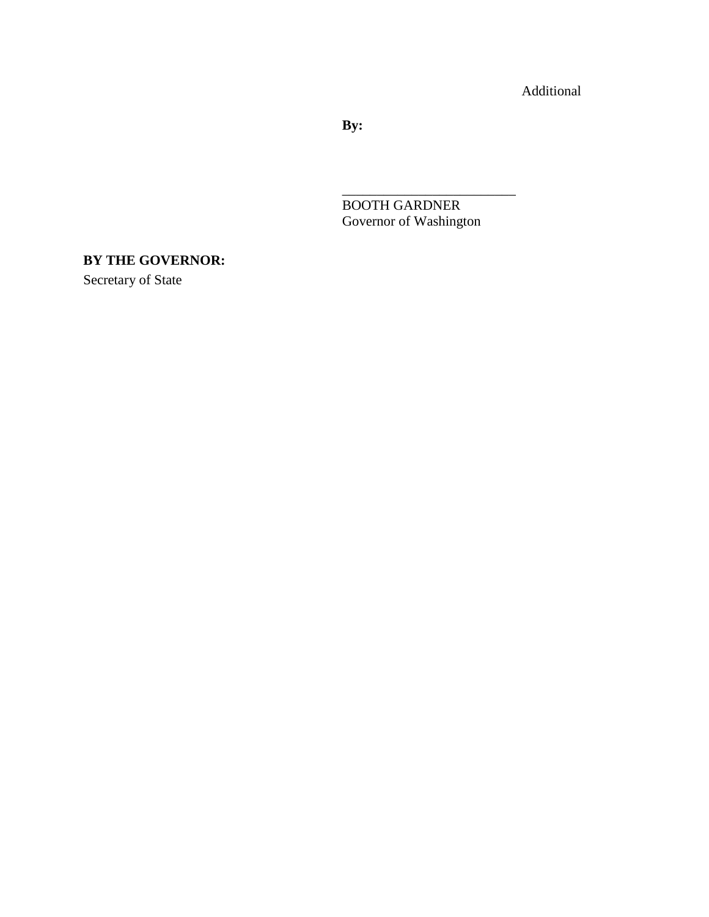Additional

**By:**

\_\_\_\_\_\_\_\_\_\_\_\_\_\_\_\_\_\_\_\_\_\_\_\_\_

BOOTH GARDNER
Governor of Washington

**BY THE GOVERNOR:**
Secretary of State